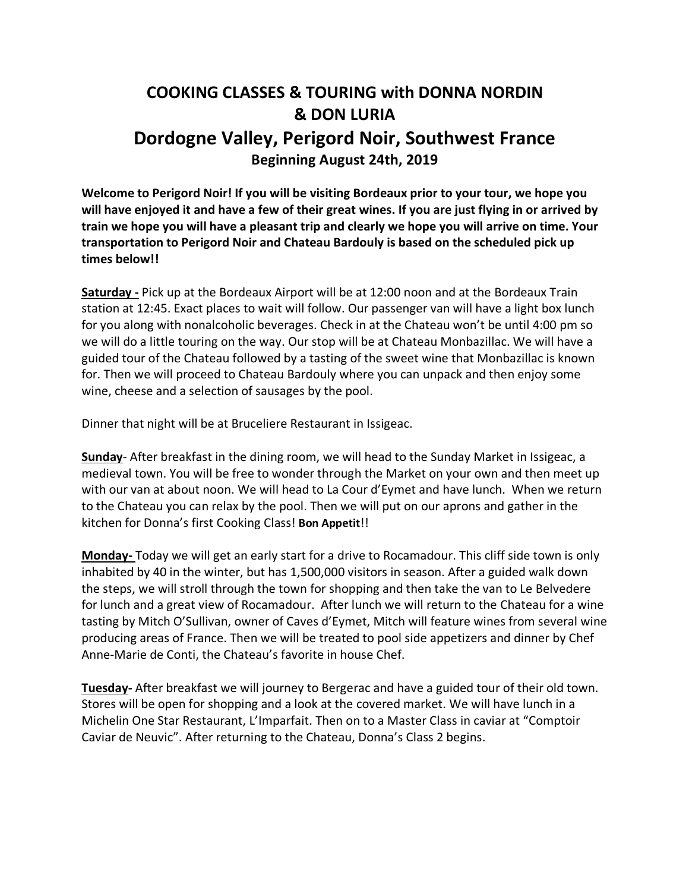# COOKING CLASSES & TOURING with DONNA NORDIN & DON LURIA

## Dordogne Valley, Perigord Noir, Southwest France

### Beginning August 24th, 2019

**Welcome to Perigord Noir! If you will be visiting Bordeaux prior to your tour, we hope you will have enjoyed it and have a few of their great wines. If you are just flying in or arrived by train we hope you will have a pleasant trip and clearly we hope you will arrive on time. Your transportation to Perigord Noir and Chateau Bardouly is based on the scheduled pick up times below!!**

**Saturday -** Pick up at the Bordeaux Airport will be at 12:00 noon and at the Bordeaux Train station at 12:45. Exact places to wait will follow. Our passenger van will have a light box lunch for you along with nonalcoholic beverages. Check in at the Chateau won't be until 4:00 pm so we will do a little touring on the way. Our stop will be at Chateau Monbazillac. We will have a guided tour of the Chateau followed by a tasting of the sweet wine that Monbazillac is known for. Then we will proceed to Chateau Bardouly where you can unpack and then enjoy some wine, cheese and a selection of sausages by the pool.

Dinner that night will be at Bruceliere Restaurant in Issigeac.

**Sunday**- After breakfast in the dining room, we will head to the Sunday Market in Issigeac, a medieval town. You will be free to wonder through the Market on your own and then meet up with our van at about noon. We will head to La Cour d'Eymet and have lunch. When we return to the Chateau you can relax by the pool. Then we will put on our aprons and gather in the kitchen for Donna's first Cooking Class! **Bon Appetit**!!

**Monday-** Today we will get an early start for a drive to Rocamadour. This cliff side town is only inhabited by 40 in the winter, but has 1,500,000 visitors in season. After a guided walk down the steps, we will stroll through the town for shopping and then take the van to Le Belvedere for lunch and a great view of Rocamadour. After lunch we will return to the Chateau for a wine tasting by Mitch O'Sullivan, owner of Caves d'Eymet, Mitch will feature wines from several wine producing areas of France. Then we will be treated to pool side appetizers and dinner by Chef Anne-Marie de Conti, the Chateau's favorite in house Chef.

**Tuesday-** After breakfast we will journey to Bergerac and have a guided tour of their old town. Stores will be open for shopping and a look at the covered market. We will have lunch in a Michelin One Star Restaurant, L'Imparfait. Then on to a Master Class in caviar at "Comptoir Caviar de Neuvic". After returning to the Chateau, Donna's Class 2 begins.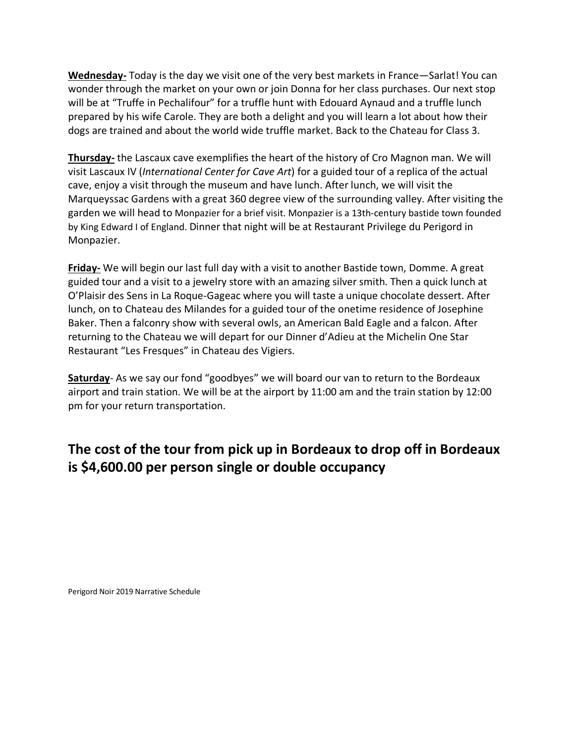**Wednesday-** Today is the day we visit one of the very best markets in France—Sarlat! You can wonder through the market on your own or join Donna for her class purchases. Our next stop will be at "Truffe in Pechalifour" for a truffle hunt with Edouard Aynaud and a truffle lunch prepared by his wife Carole. They are both a delight and you will learn a lot about how their dogs are trained and about the world wide truffle market. Back to the Chateau for Class 3.

**Thursday-** the Lascaux cave exemplifies the heart of the history of Cro Magnon man. We will visit Lascaux IV (*International Center for Cave Art*) for a guided tour of a replica of the actual cave, enjoy a visit through the museum and have lunch. After lunch, we will visit the Marqueyssac Gardens with a great 360 degree view of the surrounding valley. After visiting the garden we will head to Monpazier for a brief visit. Monpazier is a 13th-century bastide town founded by King Edward I of England. Dinner that night will be at Restaurant Privilege du Perigord in Monpazier.

**Friday-** We will begin our last full day with a visit to another Bastide town, Domme. A great guided tour and a visit to a jewelry store with an amazing silver smith. Then a quick lunch at O'Plaisir des Sens in La Roque-Gageac where you will taste a unique chocolate dessert. After lunch, on to Chateau des Milandes for a guided tour of the onetime residence of Josephine Baker. Then a falconry show with several owls, an American Bald Eagle and a falcon. After returning to the Chateau we will depart for our Dinner d'Adieu at the Michelin One Star Restaurant "Les Fresques" in Chateau des Vigiers.

**Saturday**- As we say our fond "goodbyes" we will board our van to return to the Bordeaux airport and train station. We will be at the airport by 11:00 am and the train station by 12:00 pm for your return transportation.

## The cost of the tour from pick up in Bordeaux to drop off in Bordeaux is $4,600.00 per person single or double occupancy